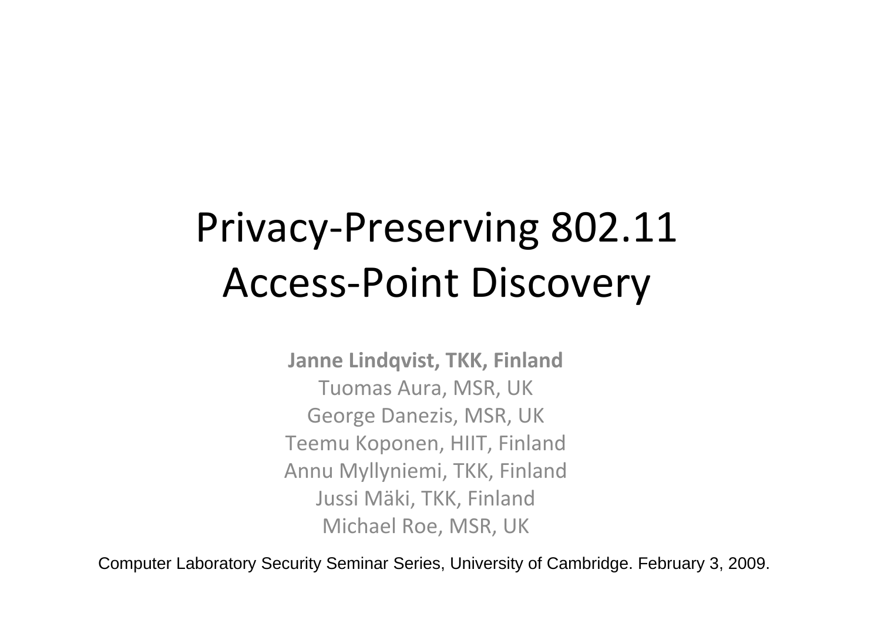# Privacy-Preserving 802.11 Access-Point Discovery

**Janne Lindqvist, TKK, Finland**
Tuomas Aura, MSR, UK
George Danezis, MSR, UK
Teemu Koponen, HIIT, Finland
Annu Myllyniemi, TKK, Finland
Jussi Mäki, TKK, Finland
Michael Roe, MSR, UK

Computer Laboratory Security Seminar Series, University of Cambridge. February 3, 2009.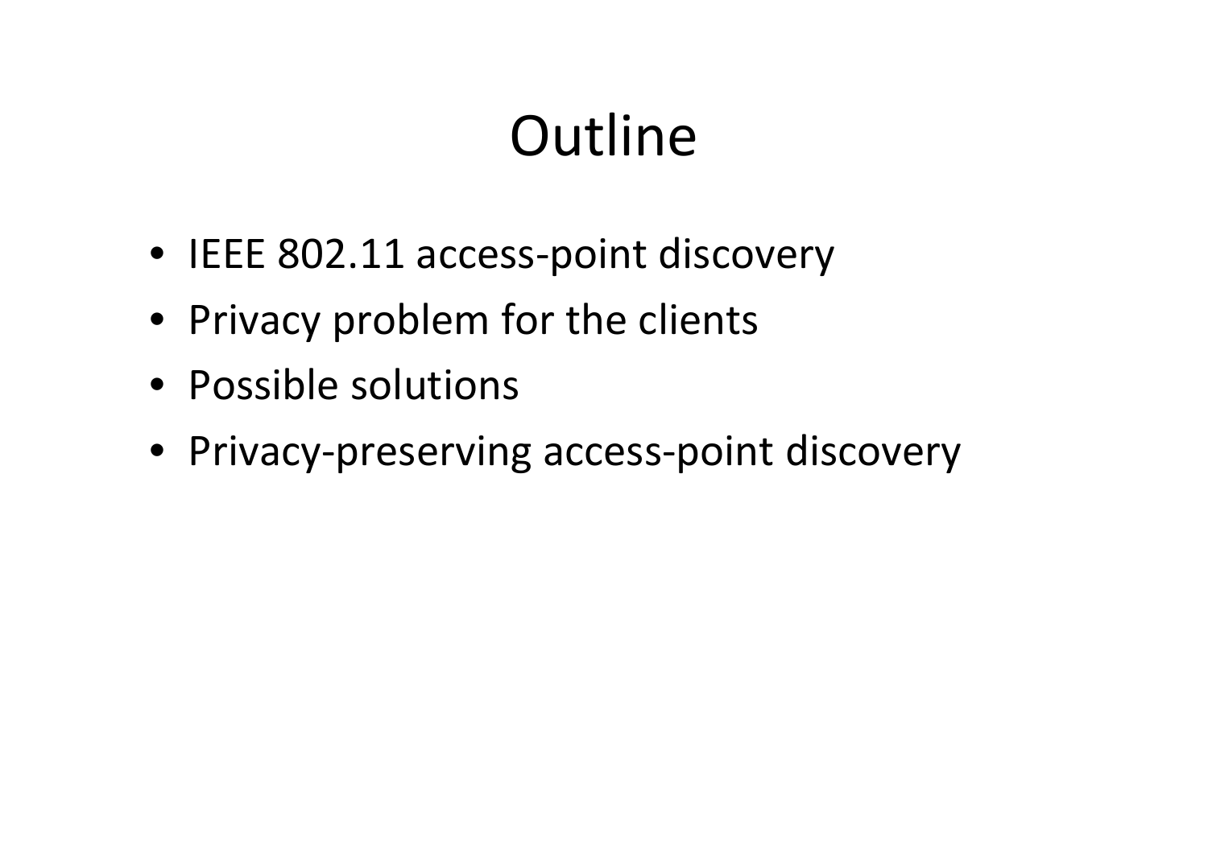# Outline

- IEEE 802.11 access-point discovery
- Privacy problem for the clients
- Possible solutions
- Privacy-preserving access-point discovery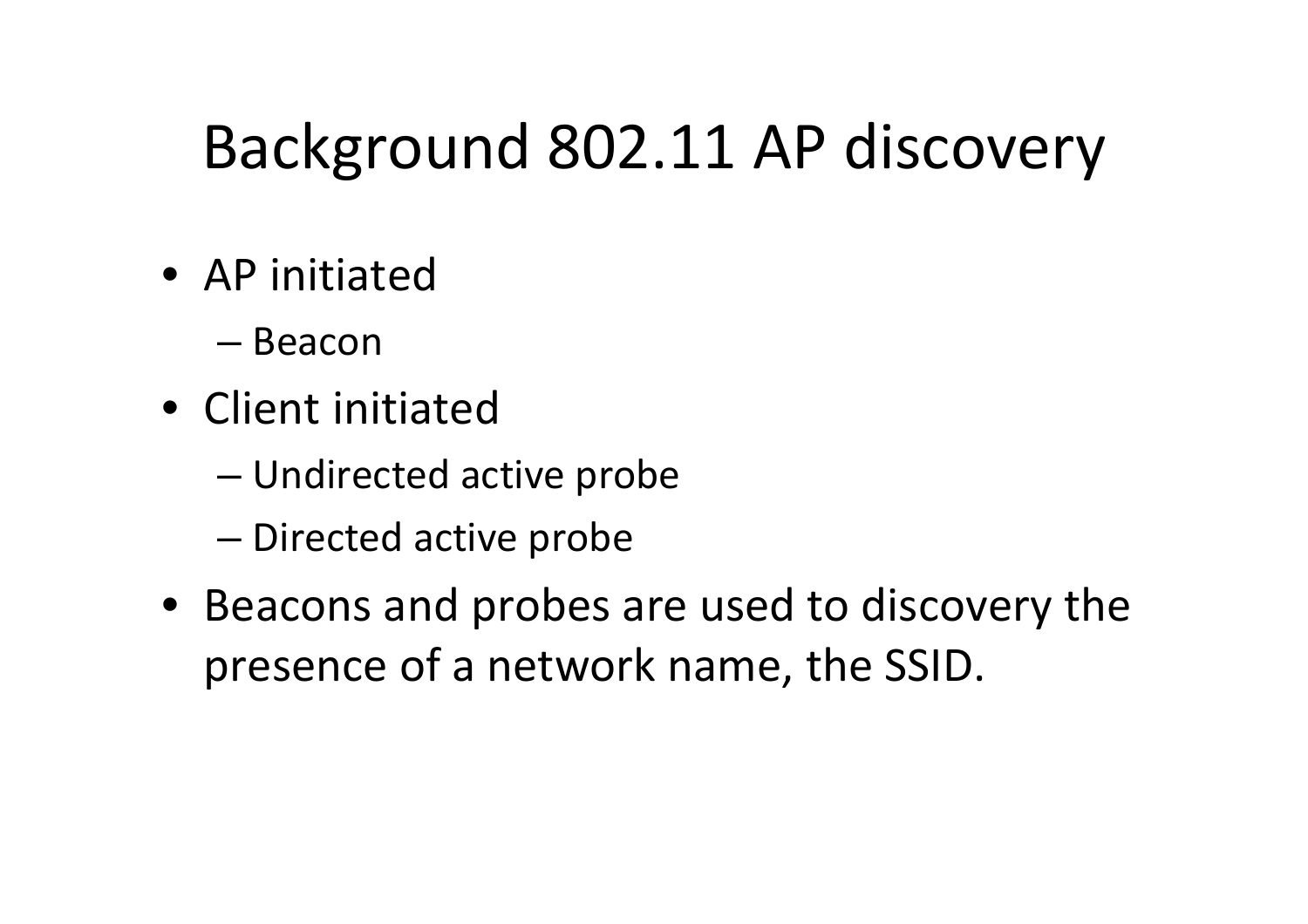# Background 802.11 AP discovery

- AP initiated
  - Beacon
- Client initiated
  - Undirected active probe
  - Directed active probe
- Beacons and probes are used to discovery the presence of a network name, the SSID.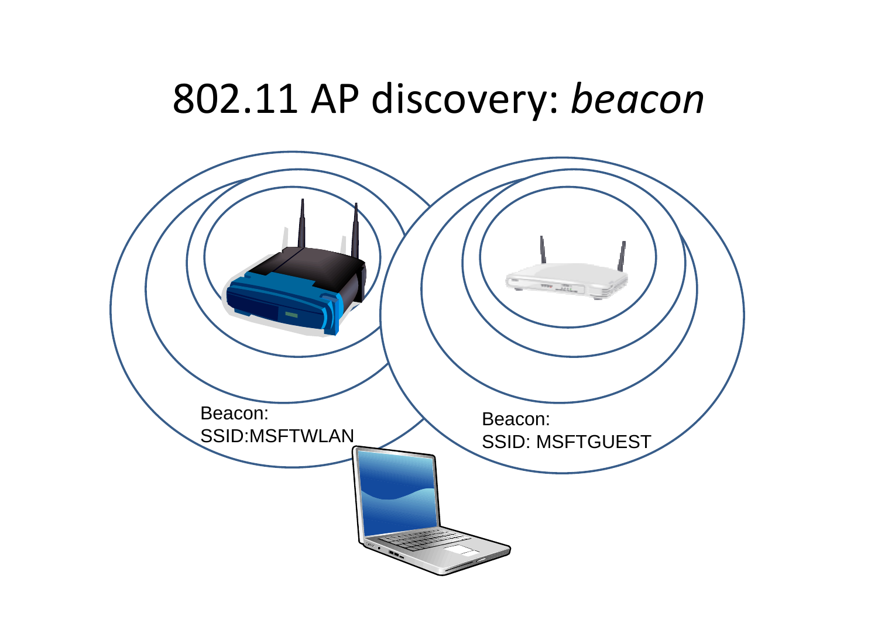# 802.11 AP discovery: *beacon*

Beacon:
SSID:MSFTWLAN

Beacon:
SSID: MSFTGUEST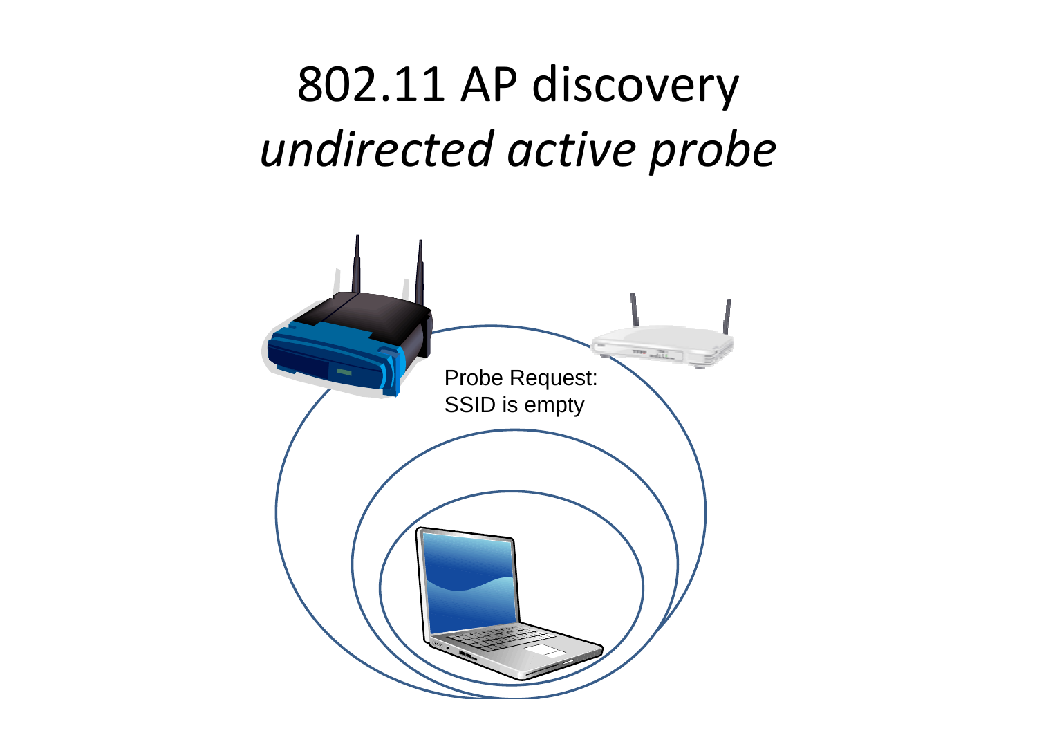# 802.11 AP discovery

## *undirected active probe*

Probe Request:
SSID is empty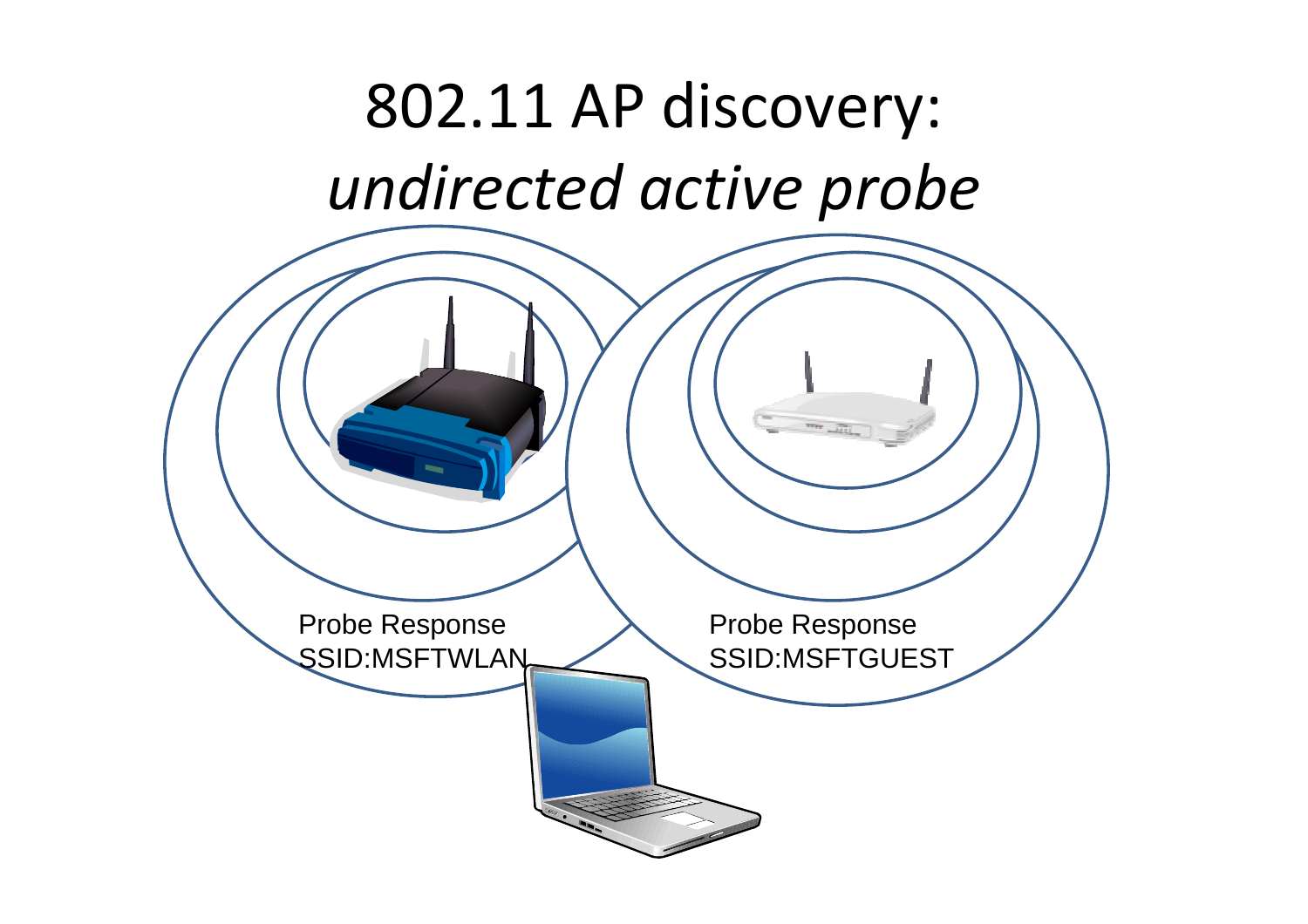# 802.11 AP discovery: *undirected active probe*

Probe Response
SSID:MSFTWLAN

Probe Response
SSID:MSFTGUEST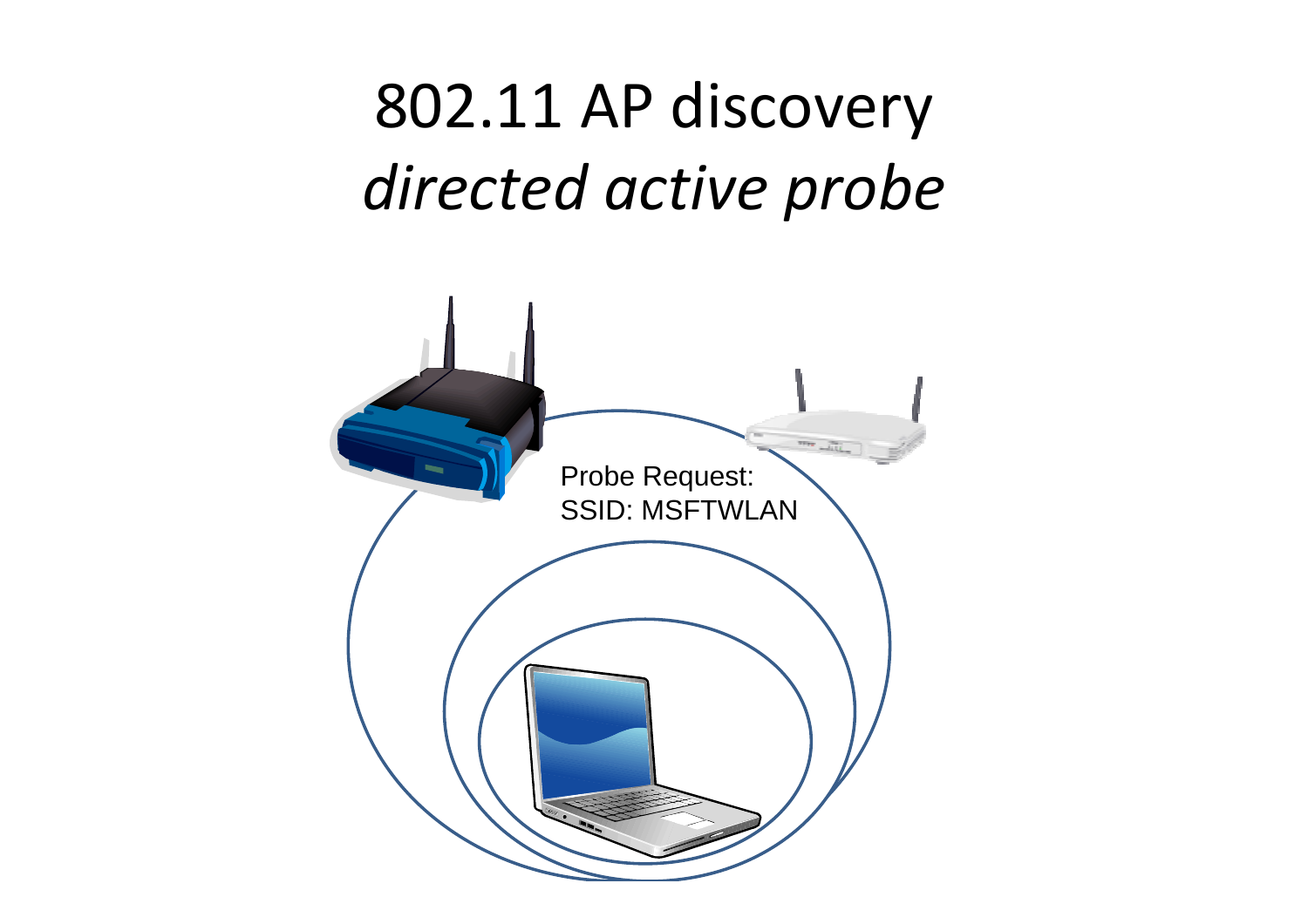# 802.11 AP discovery
## *directed active probe*

Probe Request:
SSID: MSFTWLAN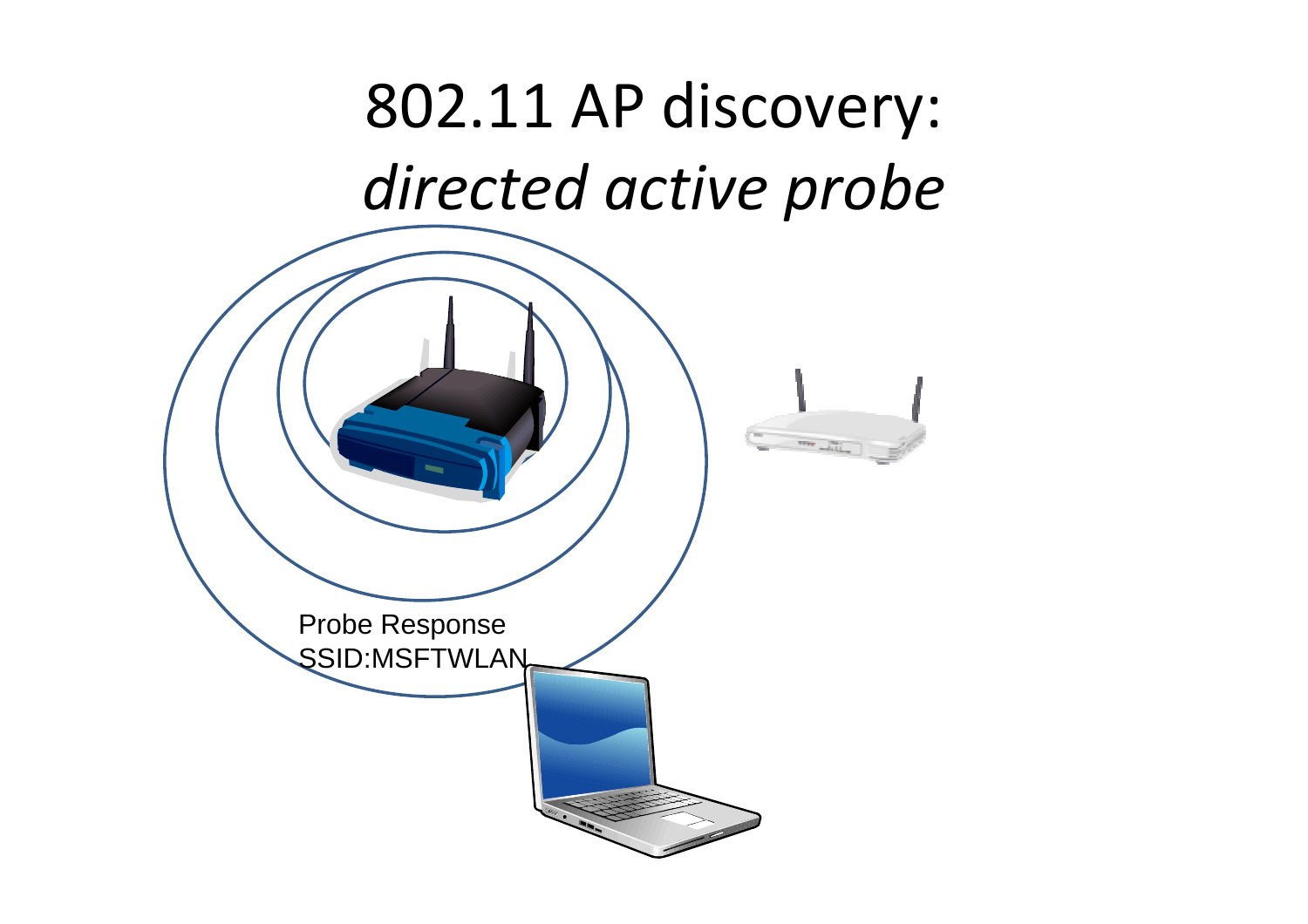# 802.11 AP discovery: *directed active probe*

Probe Response
SSID:MSFTWLAN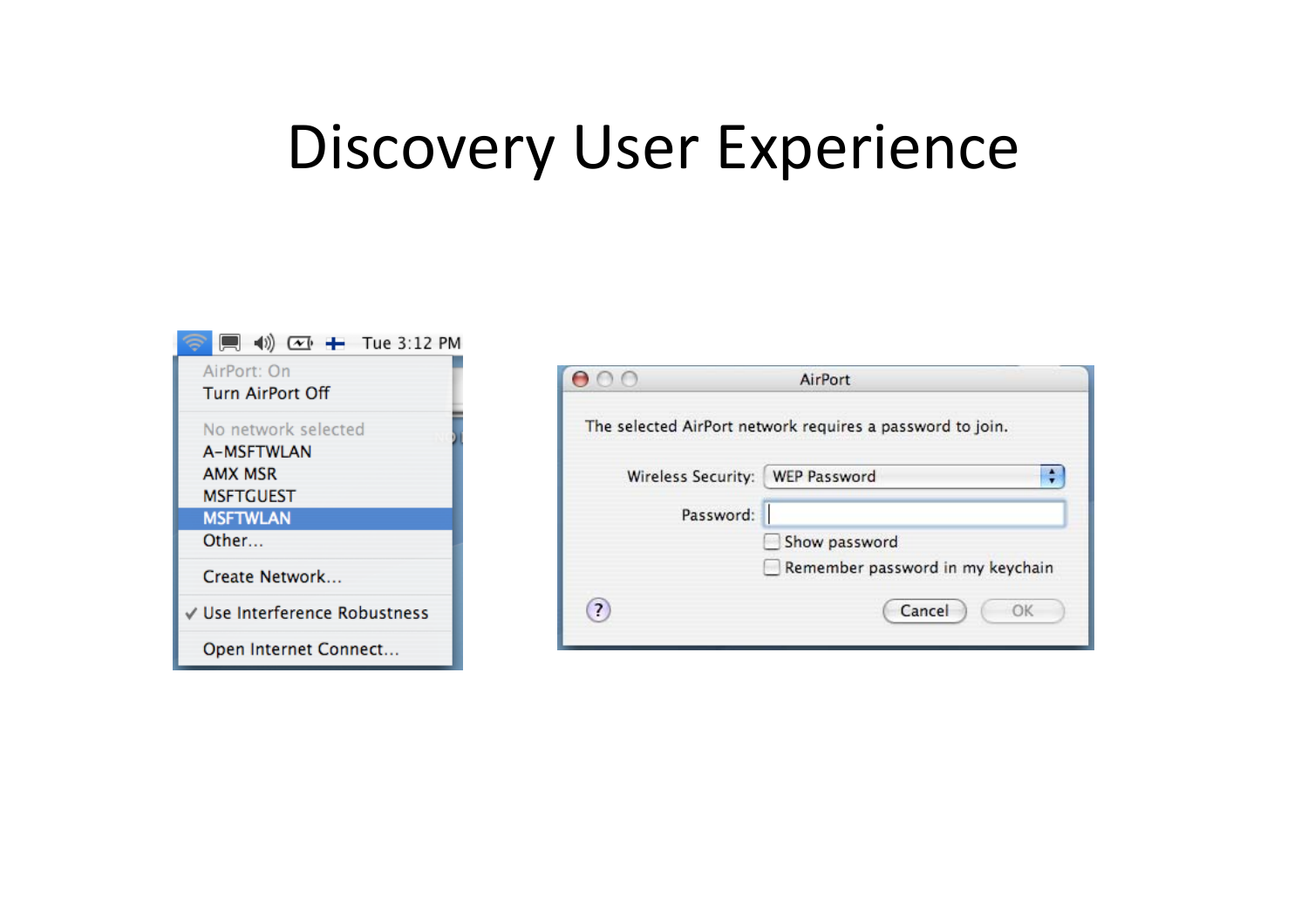# Discovery User Experience

AirPort: On
Turn AirPort Off

No network selected
A-MSFTWLAN
AMX MSR
MSFTGUEST
MSFTWLAN
Other...

Create Network...

✓ Use Interference Robustness

Open Internet Connect...

**AirPort**

The selected AirPort network requires a password to join.

Wireless Security: WEP Password

Password:

Show password

Remember password in my keychain

Cancel OK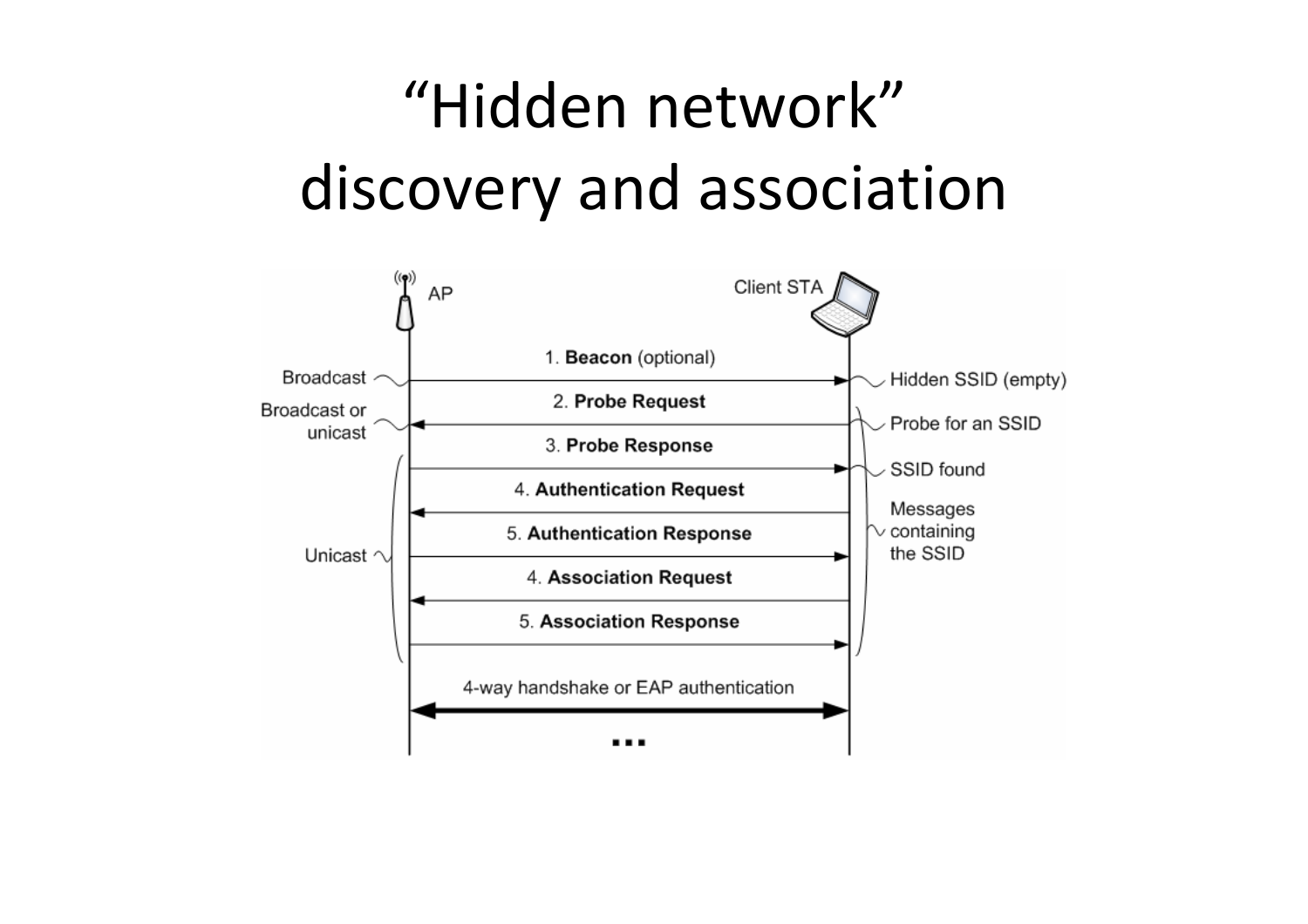# "Hidden network" discovery and association

AP — Client STA

1. **Beacon** (optional) — Broadcast — Hidden SSID (empty)
2. **Probe Request** — Broadcast or unicast — Probe for an SSID
3. **Probe Response** — SSID found
4. **Authentication Request**
5. **Authentication Response**
4. **Association Request**
5. **Association Response**

Unicast

Messages containing the SSID

4-way handshake or EAP authentication

...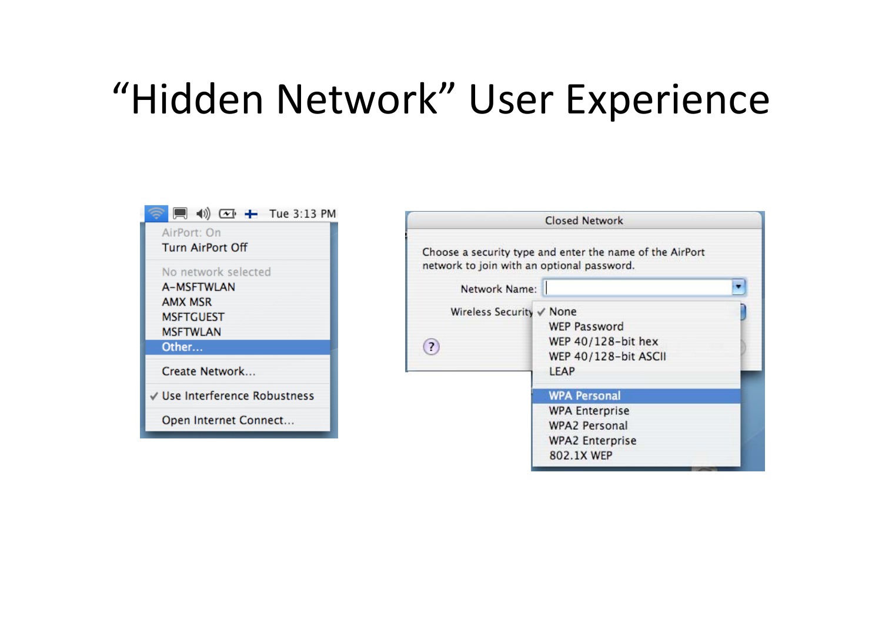# “Hidden Network” User Experience

AirPort: On
Turn AirPort Off

No network selected
A-MSFTWLAN
AMX MSR
MSFTGUEST
MSFTWLAN
Other...

Create Network...

✓ Use Interference Robustness

Open Internet Connect...

Closed Network

Choose a security type and enter the name of the AirPort network to join with an optional password.

Network Name:

Wireless Security

✓ None
WEP Password
WEP 40/128-bit hex
WEP 40/128-bit ASCII
LEAP

WPA Personal
WPA Enterprise
WPA2 Personal
WPA2 Enterprise
802.1X WEP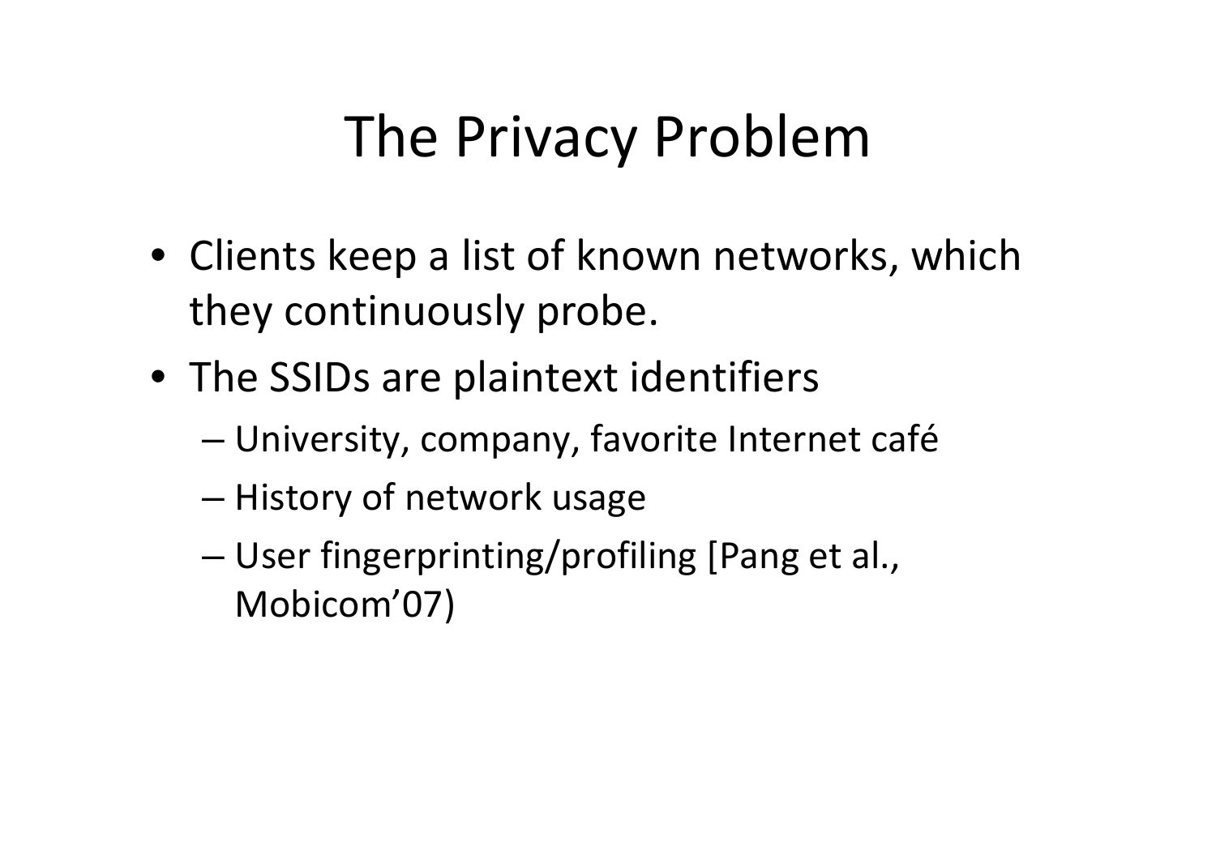# The Privacy Problem

- Clients keep a list of known networks, which they continuously probe.
- The SSIDs are plaintext identifiers
  - University, company, favorite Internet café
  - History of network usage
  - User fingerprinting/profiling [Pang et al., Mobicom'07)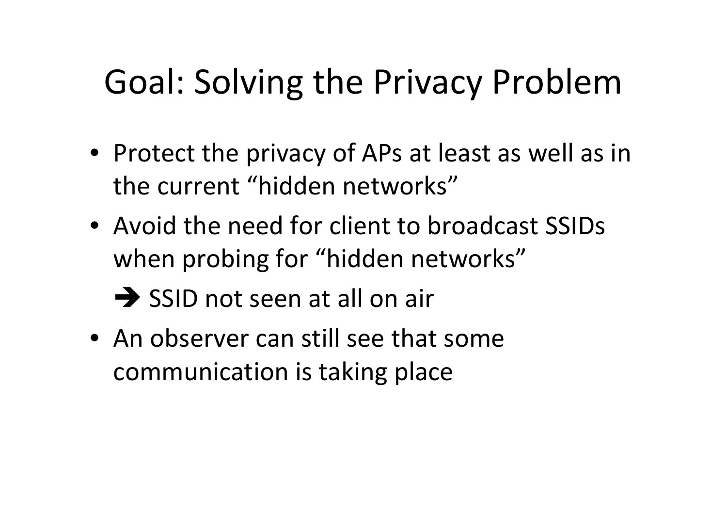# Goal: Solving the Privacy Problem

- Protect the privacy of APs at least as well as in the current “hidden networks”
- Avoid the need for client to broadcast SSIDs when probing for “hidden networks”

  ➔ SSID not seen at all on air
- An observer can still see that some communication is taking place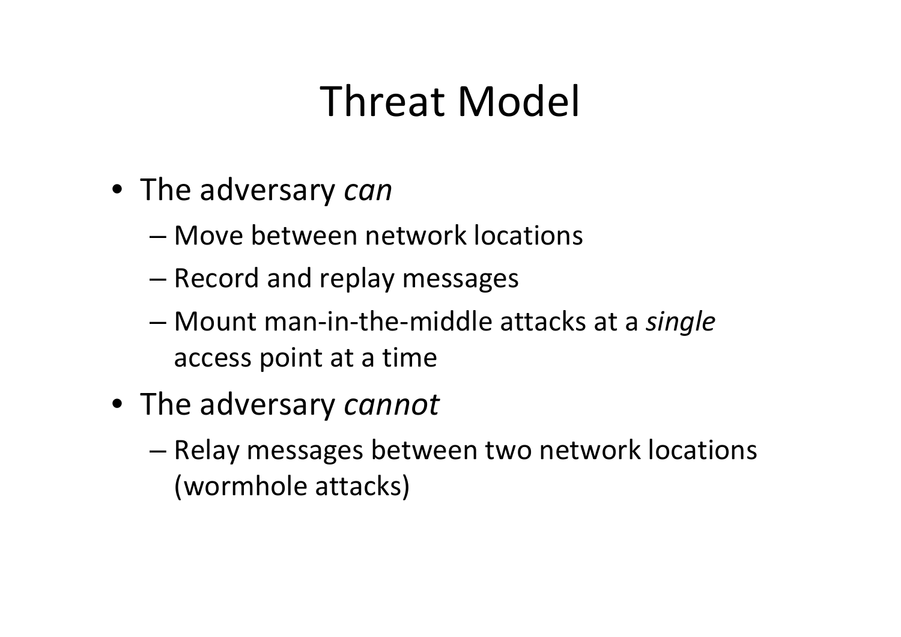# Threat Model

- The adversary *can*
  - Move between network locations
  - Record and replay messages
  - Mount man-in-the-middle attacks at a *single* access point at a time
- The adversary *cannot*
  - Relay messages between two network locations (wormhole attacks)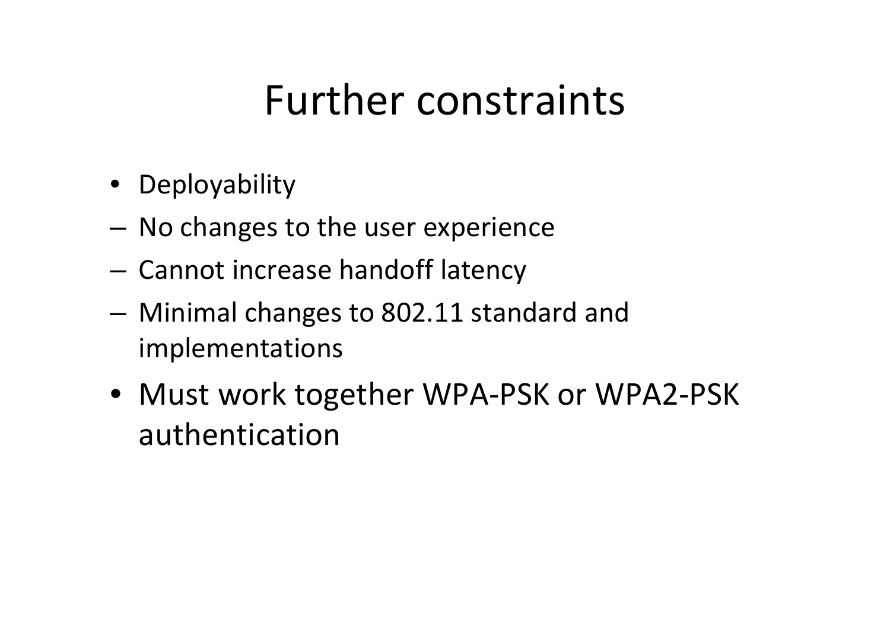# Further constraints

- Deployability
  - No changes to the user experience
  - Cannot increase handoff latency
  - Minimal changes to 802.11 standard and implementations
- Must work together WPA-PSK or WPA2-PSK authentication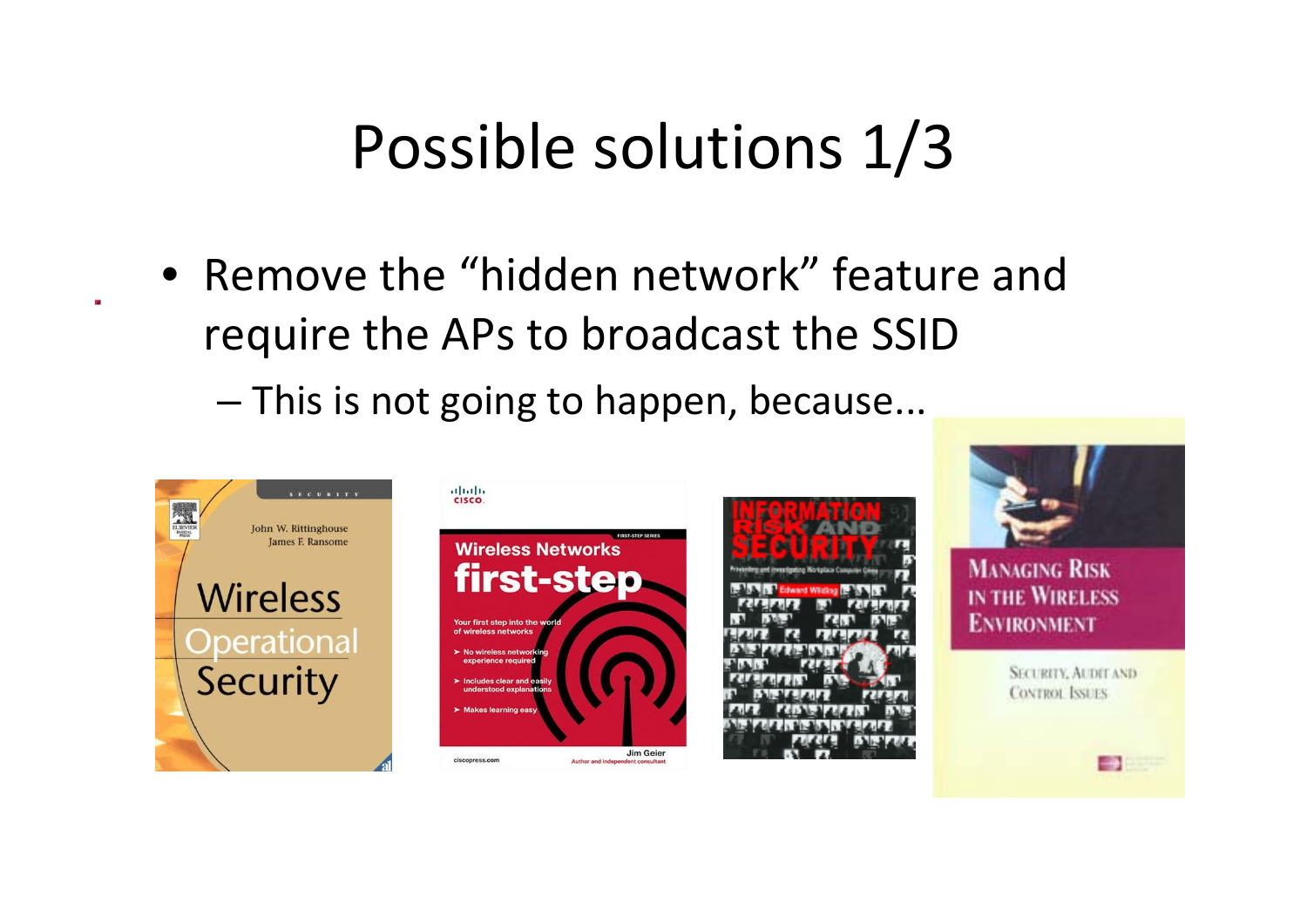# Possible solutions 1/3

- Remove the “hidden network” feature and require the APs to broadcast the SSID
  - This is not going to happen, because...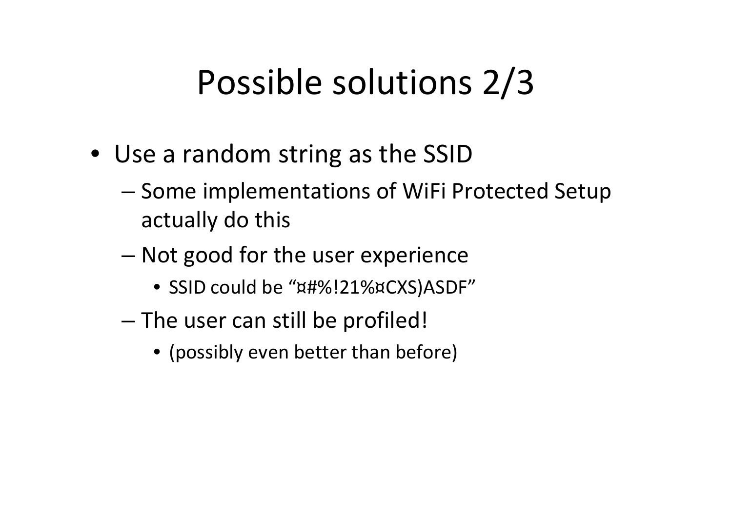# Possible solutions 2/3

- Use a random string as the SSID
  - Some implementations of WiFi Protected Setup actually do this
  - Not good for the user experience
    - SSID could be "¤#%!21%¤CXS)ASDF"
  - The user can still be profiled!
    - (possibly even better than before)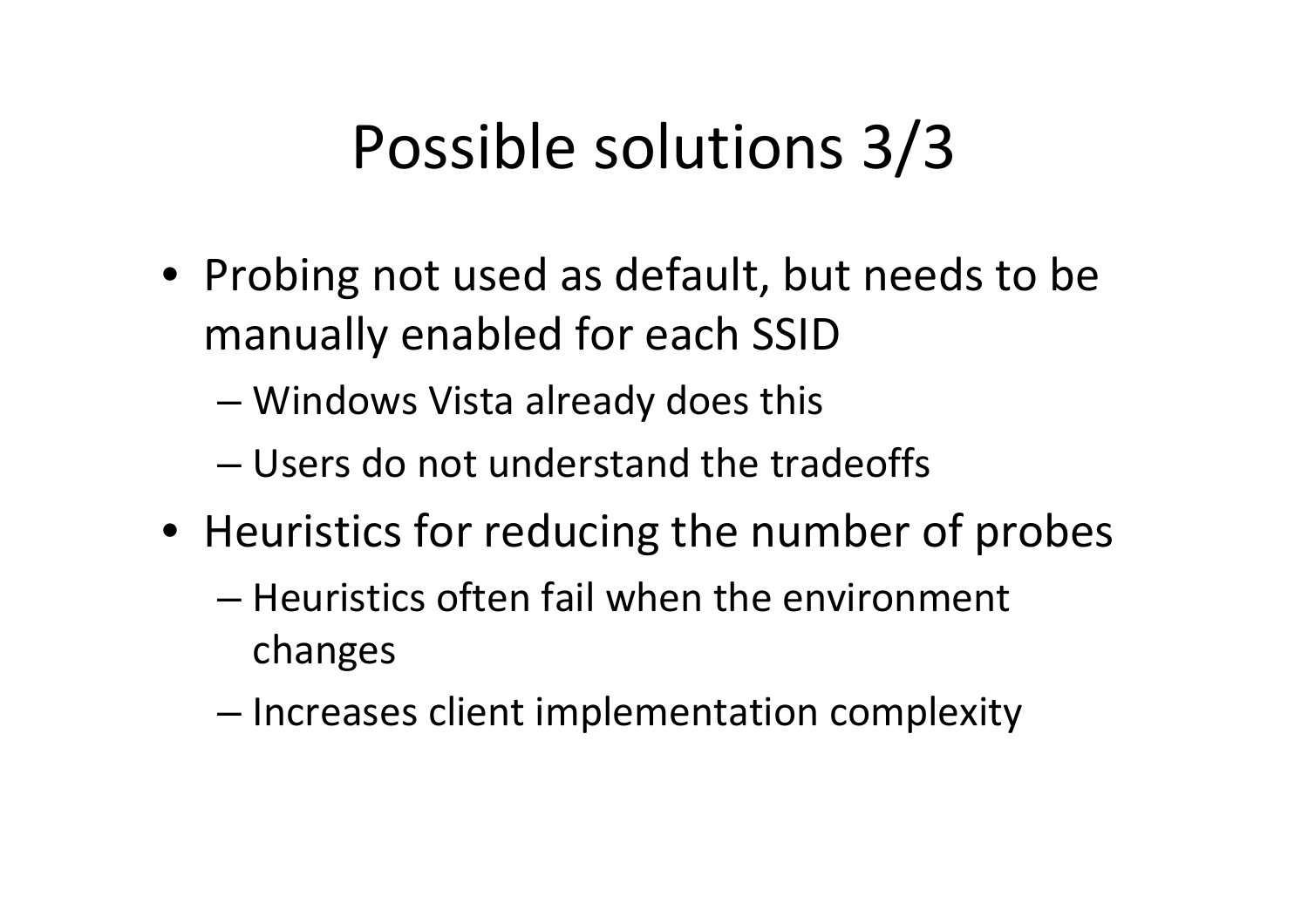# Possible solutions 3/3

- Probing not used as default, but needs to be manually enabled for each SSID
  - Windows Vista already does this
  - Users do not understand the tradeoffs
- Heuristics for reducing the number of probes
  - Heuristics often fail when the environment changes
  - Increases client implementation complexity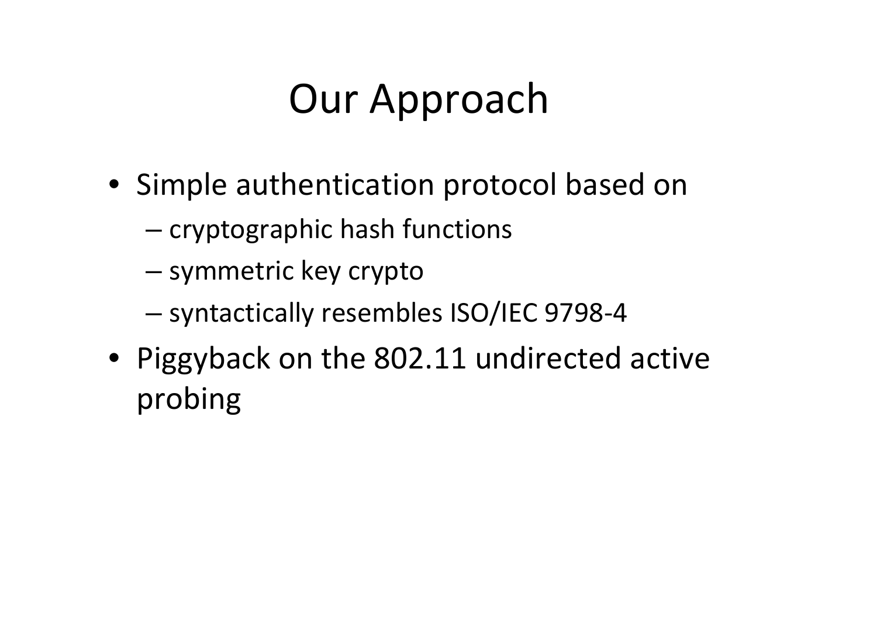# Our Approach

- Simple authentication protocol based on
  - cryptographic hash functions
  - symmetric key crypto
  - syntactically resembles ISO/IEC 9798-4
- Piggyback on the 802.11 undirected active probing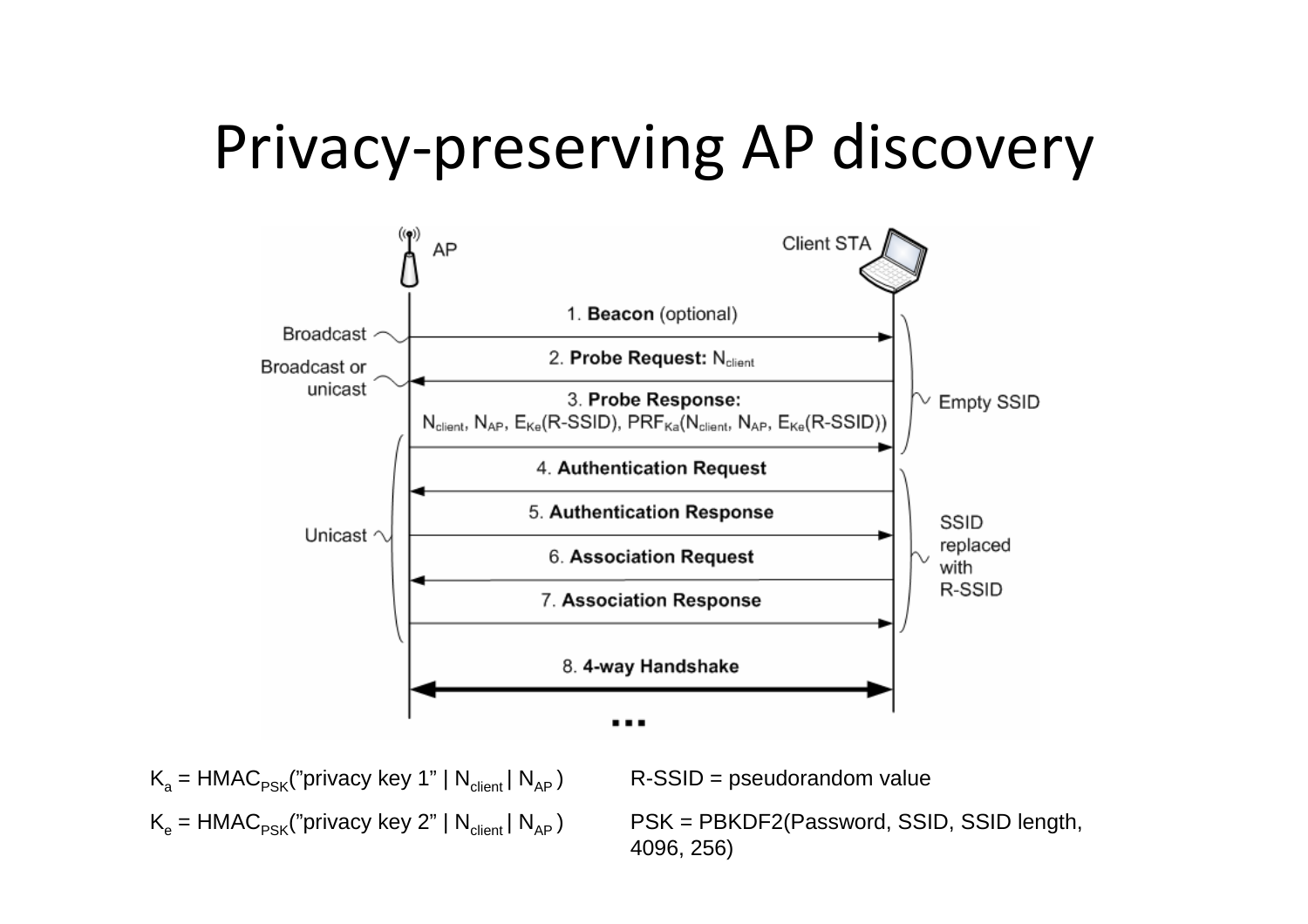# Privacy-preserving AP discovery

AP — Client STA

1. **Beacon** (optional) — Broadcast
2. **Probe Request:** $N_{client}$ — Broadcast or unicast
3. **Probe Response:** $N_{client}$, $N_{AP}$, $E_{Ke}$(R-SSID), $PRF_{Ka}(N_{client}, N_{AP}, E_{Ke}(\text{R-SSID}))$
4. **Authentication Request**
5. **Authentication Response**
6. **Association Request**
7. **Association Response**
8. **4-way Handshake**

...

Messages 1–3: Empty SSID

Messages 3–7: Unicast

Messages 4–7: SSID replaced with R-SSID

$K_a$ = $HMAC_{PSK}$("privacy key 1" | $N_{client}$ | $N_{AP}$ )

$K_e$ = $HMAC_{PSK}$("privacy key 2" | $N_{client}$ | $N_{AP}$ )

R-SSID = pseudorandom value

PSK = PBKDF2(Password, SSID, SSID length, 4096, 256)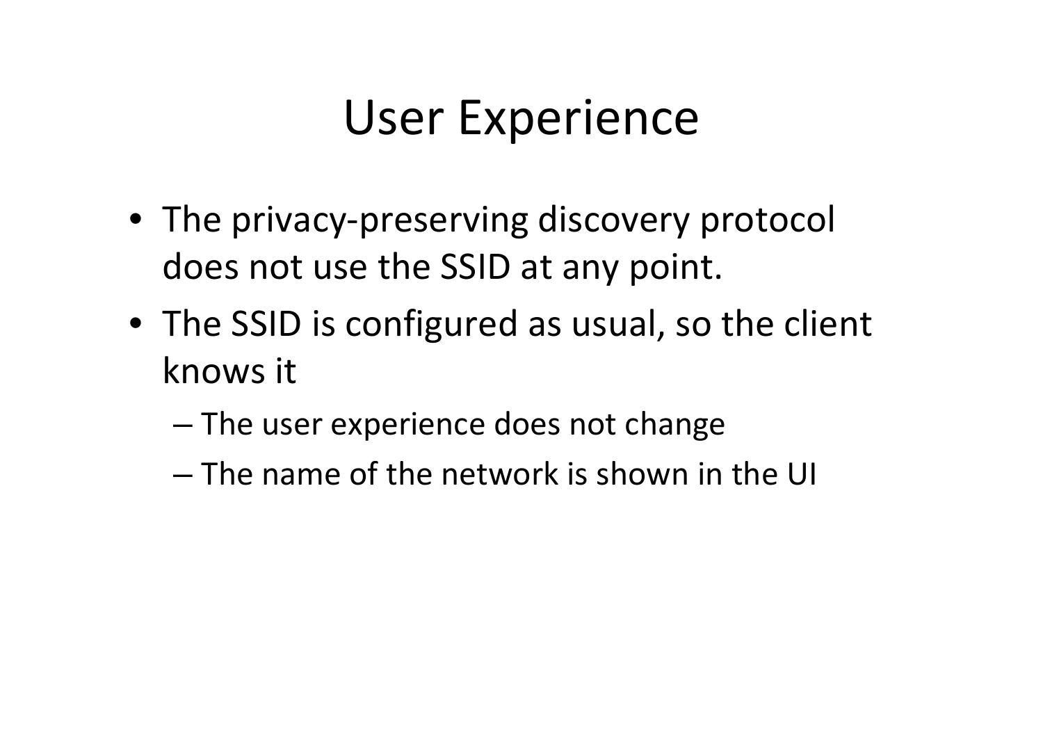# User Experience

- The privacy-preserving discovery protocol does not use the SSID at any point.
- The SSID is configured as usual, so the client knows it
  - The user experience does not change
  - The name of the network is shown in the UI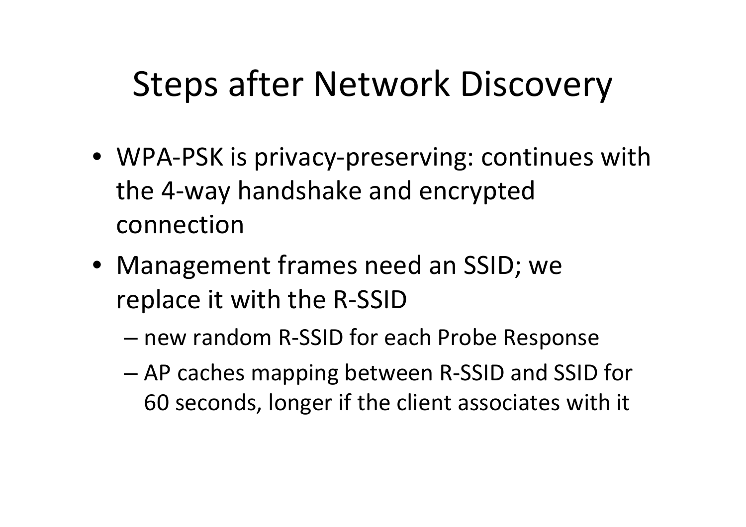# Steps after Network Discovery

- WPA-PSK is privacy-preserving: continues with the 4-way handshake and encrypted connection
- Management frames need an SSID; we replace it with the R-SSID
  - new random R-SSID for each Probe Response
  - AP caches mapping between R-SSID and SSID for 60 seconds, longer if the client associates with it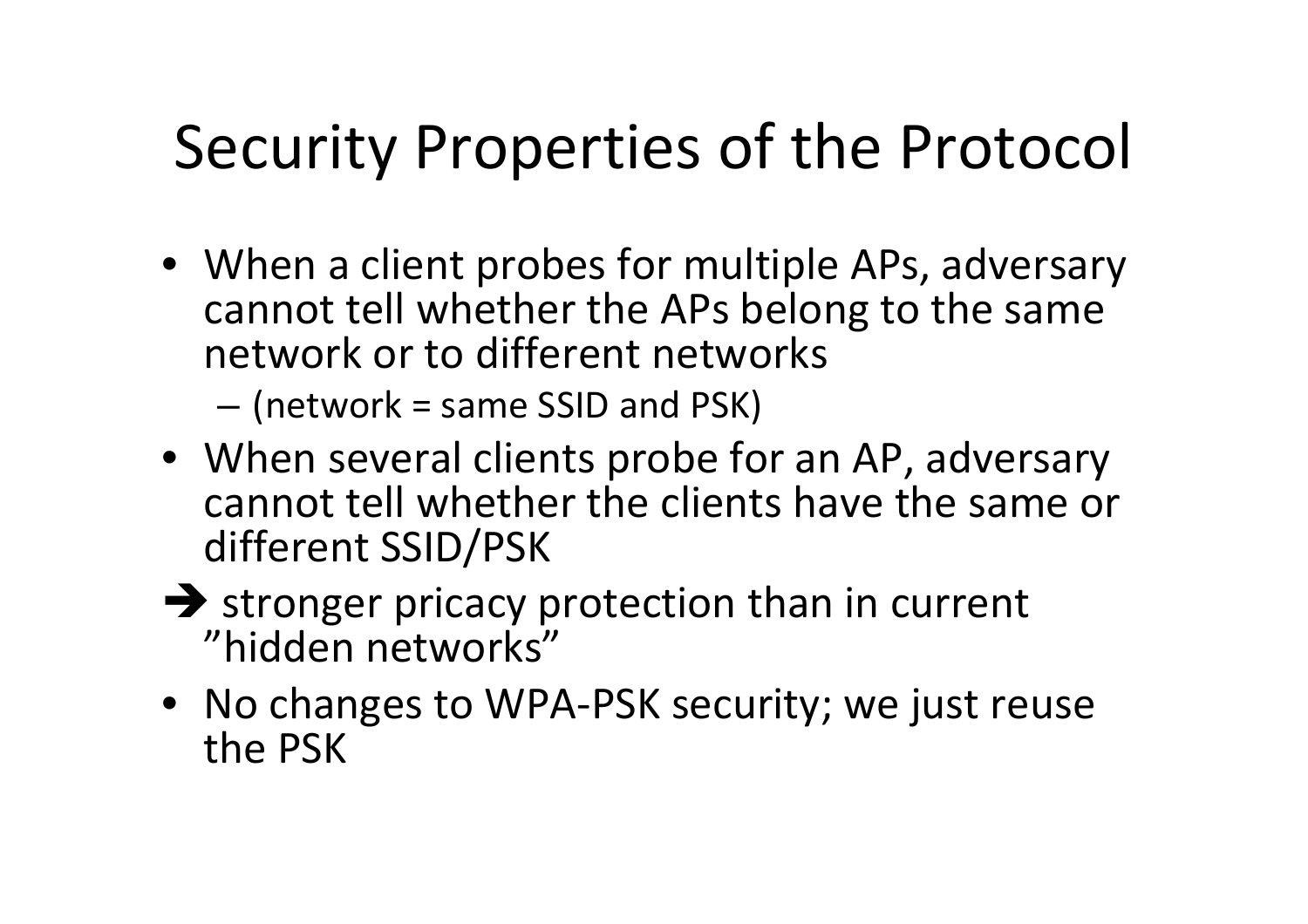# Security Properties of the Protocol

- When a client probes for multiple APs, adversary cannot tell whether the APs belong to the same network or to different networks
  - (network = same SSID and PSK)
- When several clients probe for an AP, adversary cannot tell whether the clients have the same or different SSID/PSK

➔ stronger pricacy protection than in current ”hidden networks”

- No changes to WPA-PSK security; we just reuse the PSK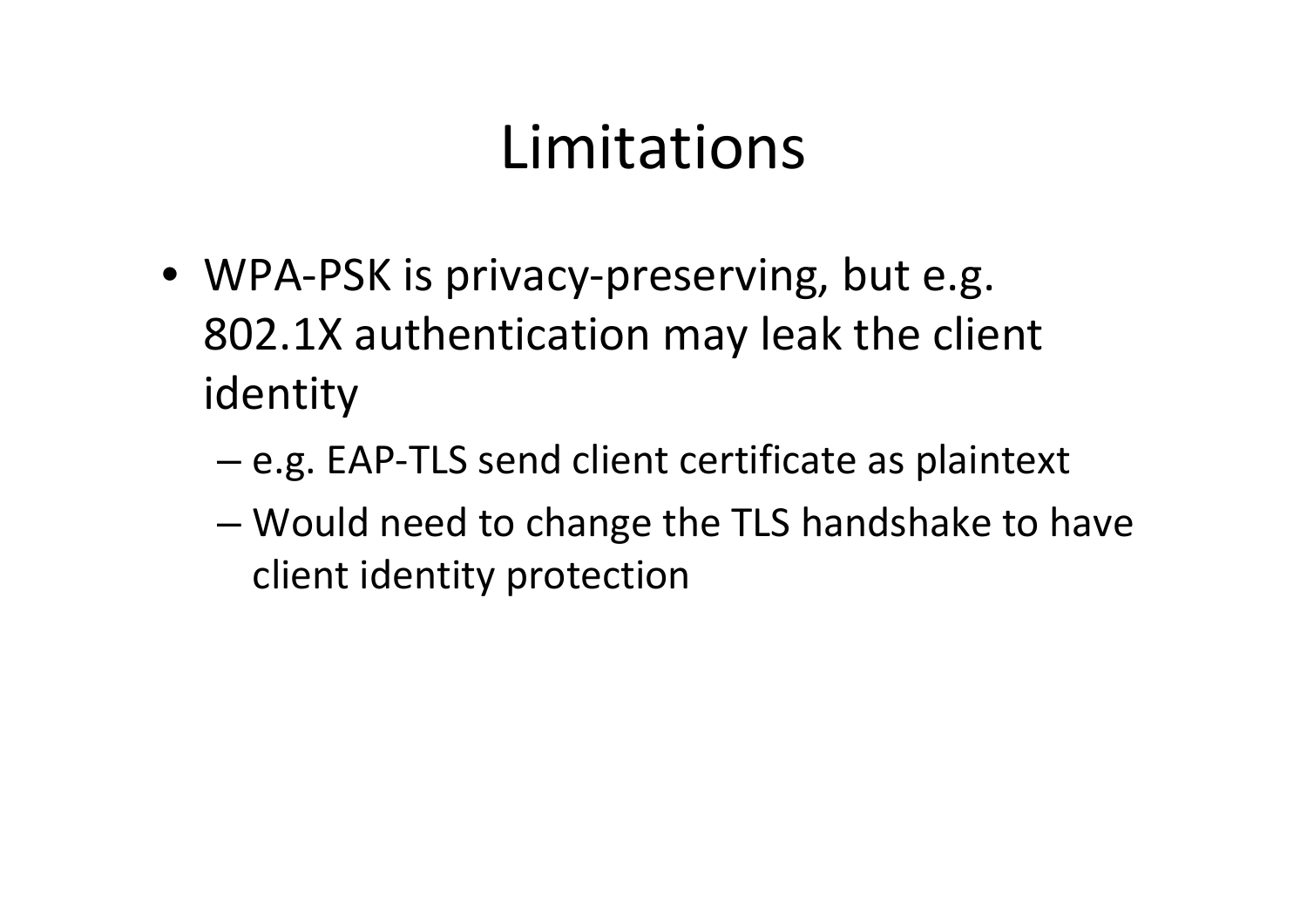# Limitations

- WPA-PSK is privacy-preserving, but e.g. 802.1X authentication may leak the client identity
  - e.g. EAP-TLS send client certificate as plaintext
  - Would need to change the TLS handshake to have client identity protection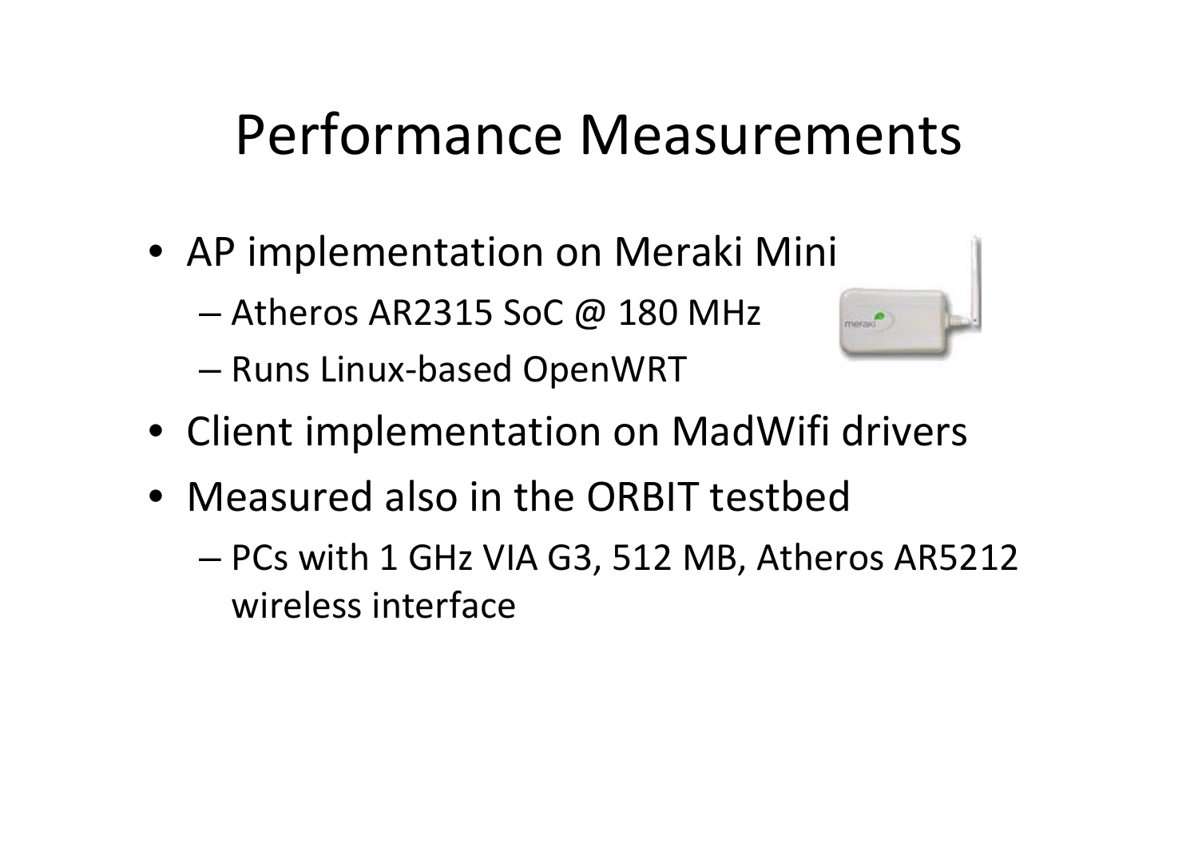# Performance Measurements

- AP implementation on Meraki Mini
  - Atheros AR2315 SoC @ 180 MHz
  - Runs Linux-based OpenWRT
- Client implementation on MadWifi drivers
- Measured also in the ORBIT testbed
  - PCs with 1 GHz VIA G3, 512 MB, Atheros AR5212 wireless interface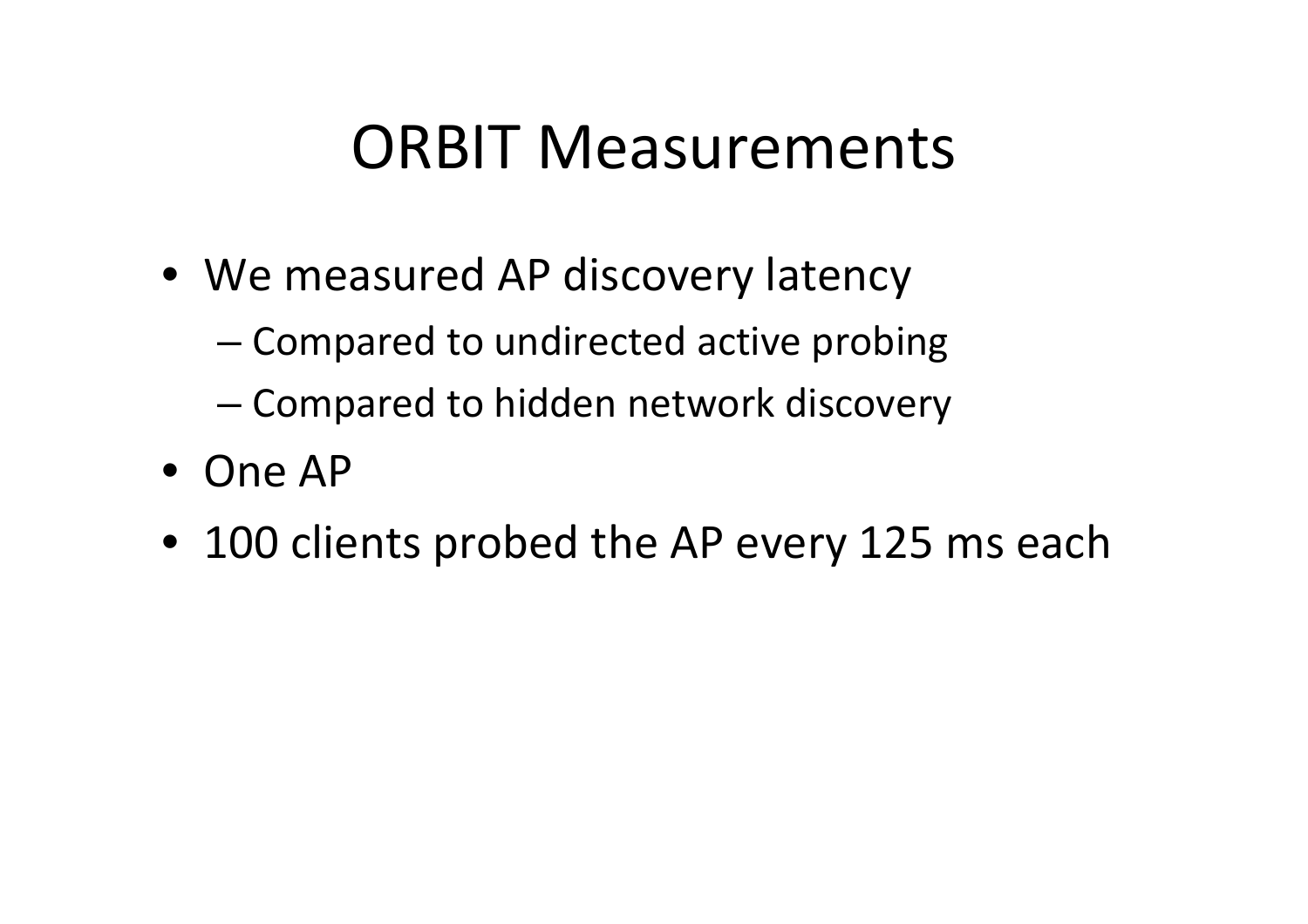# ORBIT Measurements

- We measured AP discovery latency
  - Compared to undirected active probing
  - Compared to hidden network discovery
- One AP
- 100 clients probed the AP every 125 ms each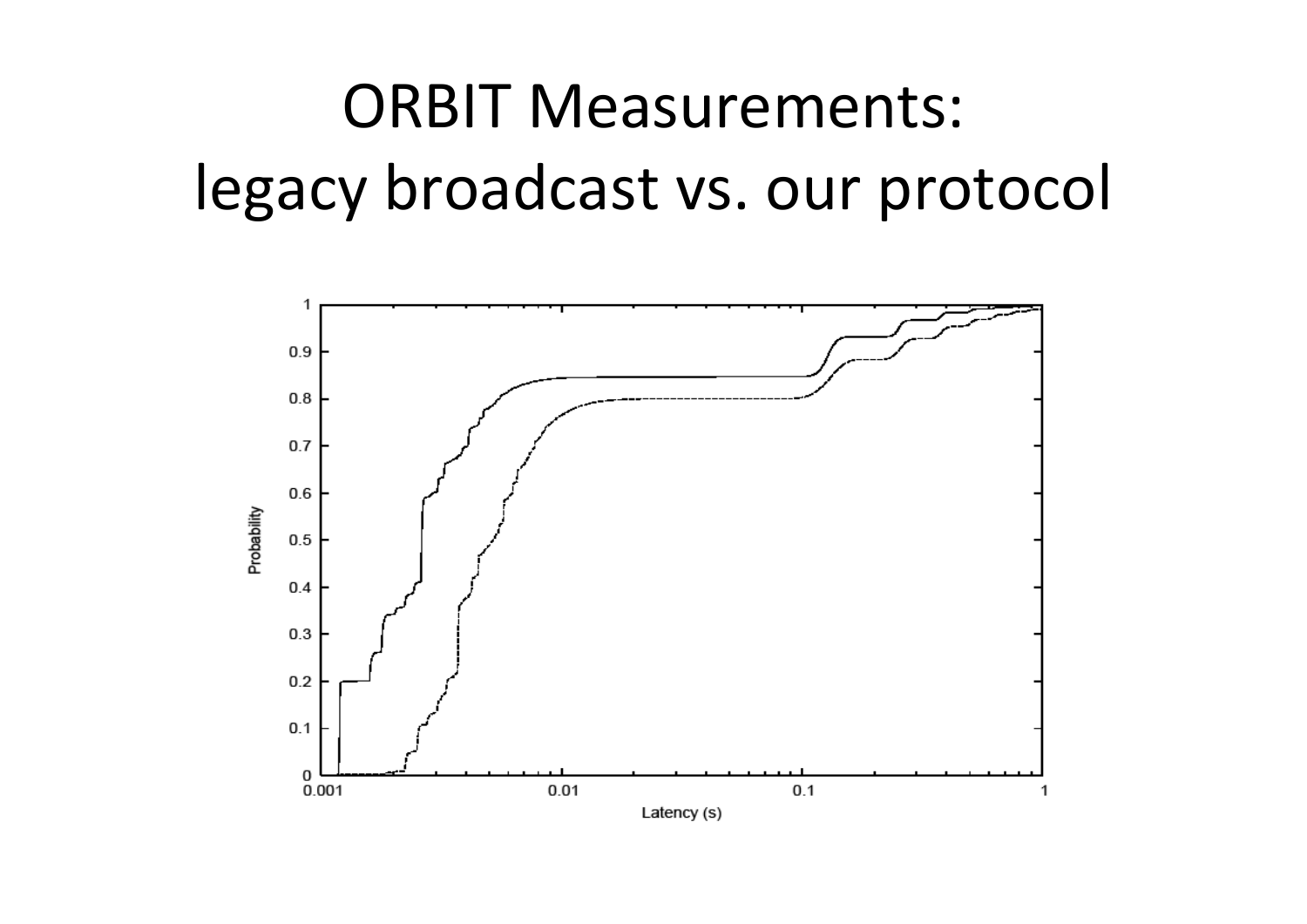# ORBIT Measurements: legacy broadcast vs. our protocol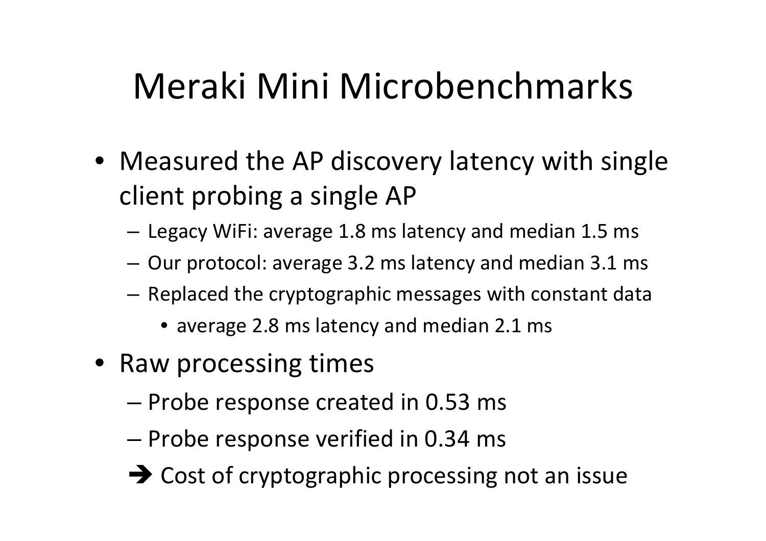# Meraki Mini Microbenchmarks

- Measured the AP discovery latency with single client probing a single AP
  - Legacy WiFi: average 1.8 ms latency and median 1.5 ms
  - Our protocol: average 3.2 ms latency and median 3.1 ms
  - Replaced the cryptographic messages with constant data
    - average 2.8 ms latency and median 2.1 ms
- Raw processing times
  - Probe response created in 0.53 ms
  - Probe response verified in 0.34 ms
  - ➔ Cost of cryptographic processing not an issue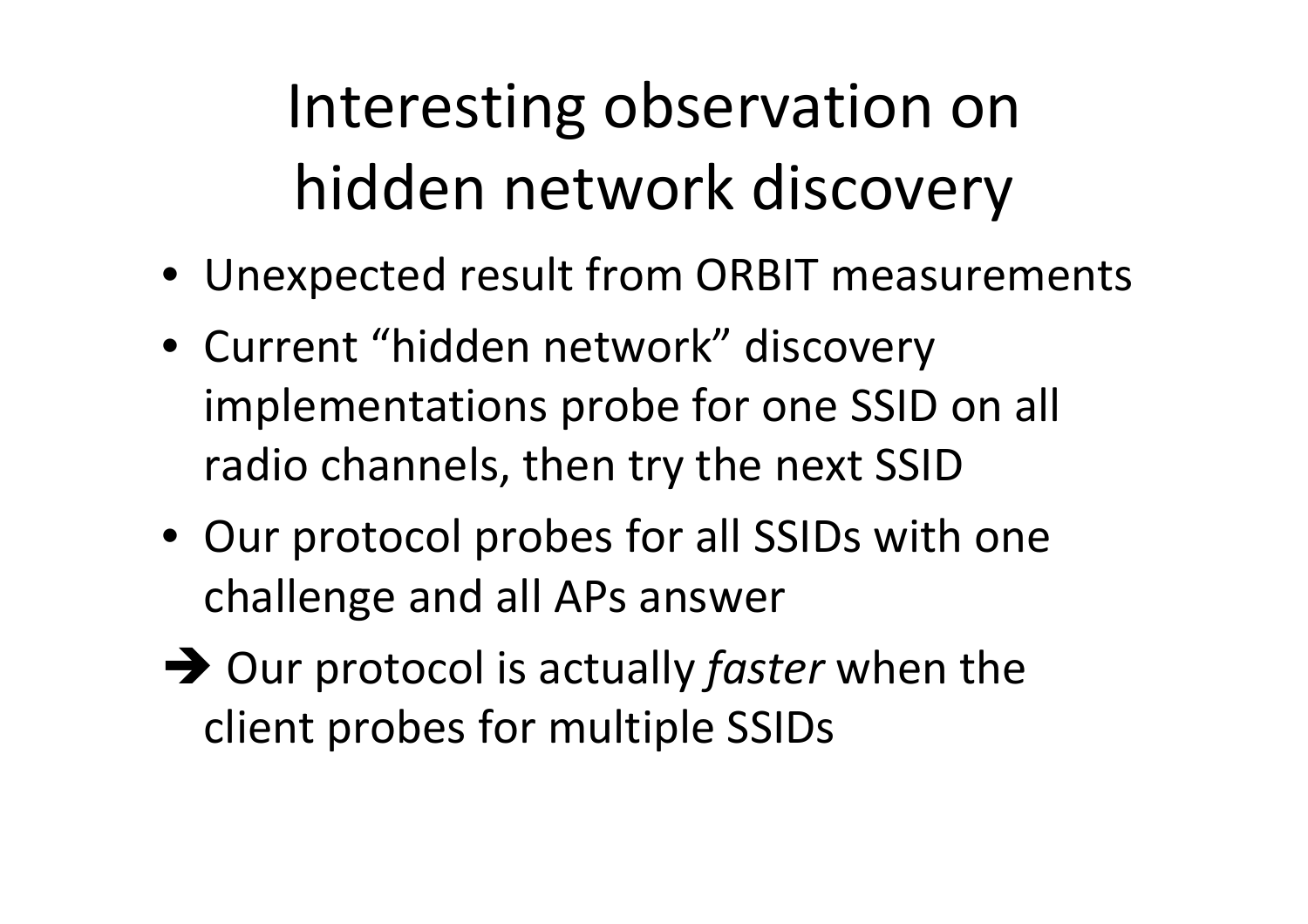# Interesting observation on hidden network discovery

- Unexpected result from ORBIT measurements
- Current "hidden network" discovery implementations probe for one SSID on all radio channels, then try the next SSID
- Our protocol probes for all SSIDs with one challenge and all APs answer

➔ Our protocol is actually *faster* when the client probes for multiple SSIDs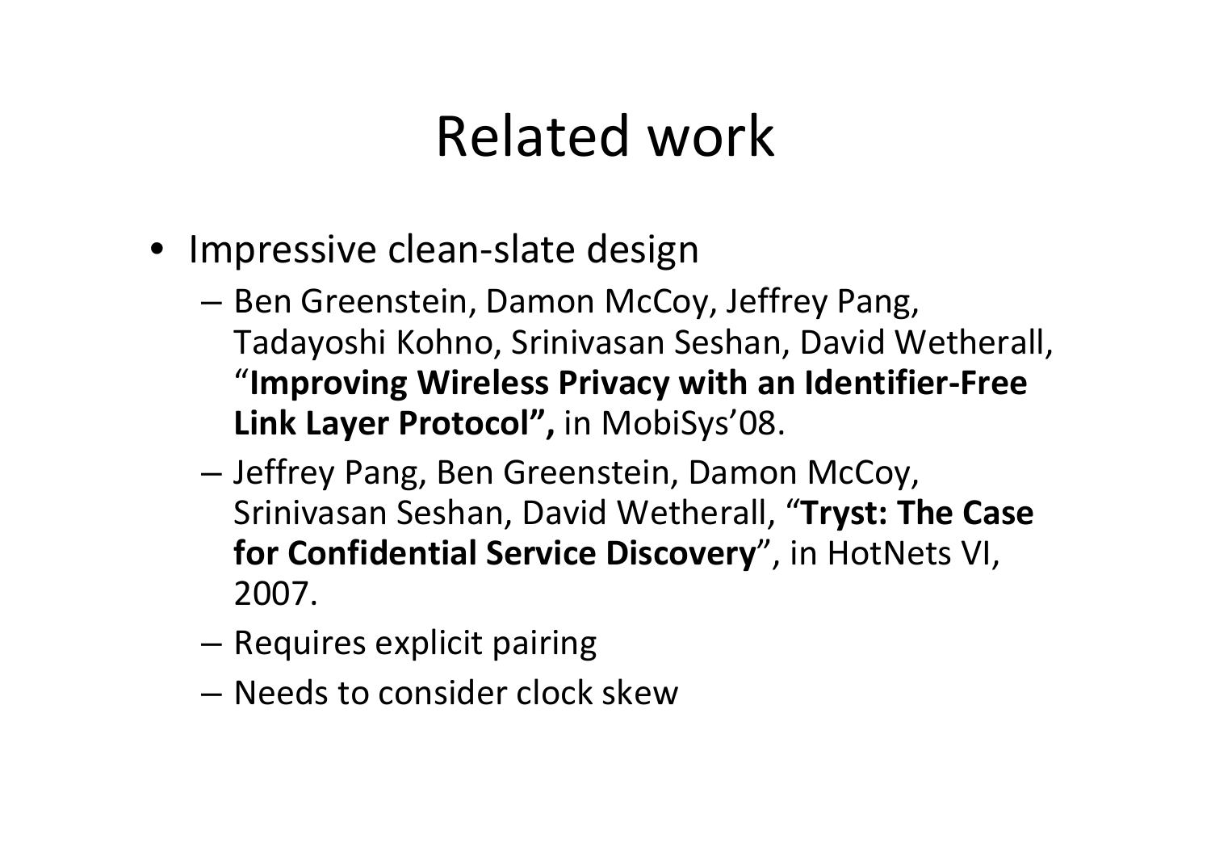# Related work

- Impressive clean-slate design
  - Ben Greenstein, Damon McCoy, Jeffrey Pang, Tadayoshi Kohno, Srinivasan Seshan, David Wetherall, "**Improving Wireless Privacy with an Identifier-Free Link Layer Protocol",** in MobiSys'08.
  - Jeffrey Pang, Ben Greenstein, Damon McCoy, Srinivasan Seshan, David Wetherall, "**Tryst: The Case for Confidential Service Discovery**", in HotNets VI, 2007.
  - Requires explicit pairing
  - Needs to consider clock skew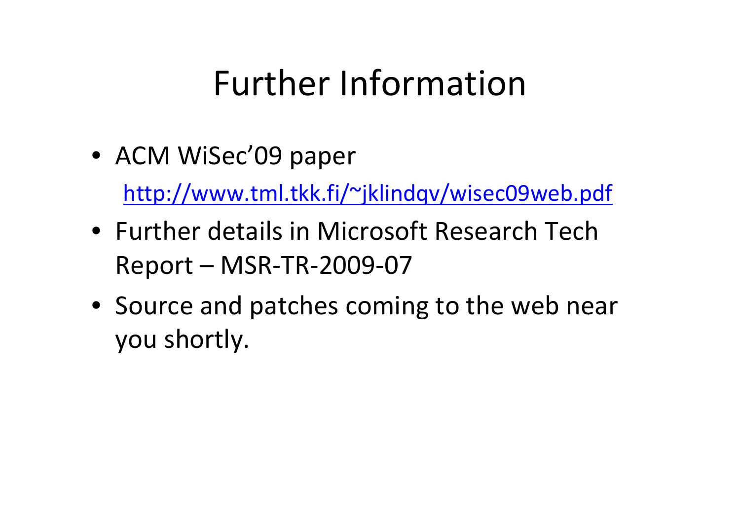# Further Information

- ACM WiSec'09 paper

  [http://www.tml.tkk.fi/~jklindqv/wisec09web.pdf](http://www.tml.tkk.fi/~jklindqv/wisec09web.pdf)

- Further details in Microsoft Research Tech Report – MSR-TR-2009-07
- Source and patches coming to the web near you shortly.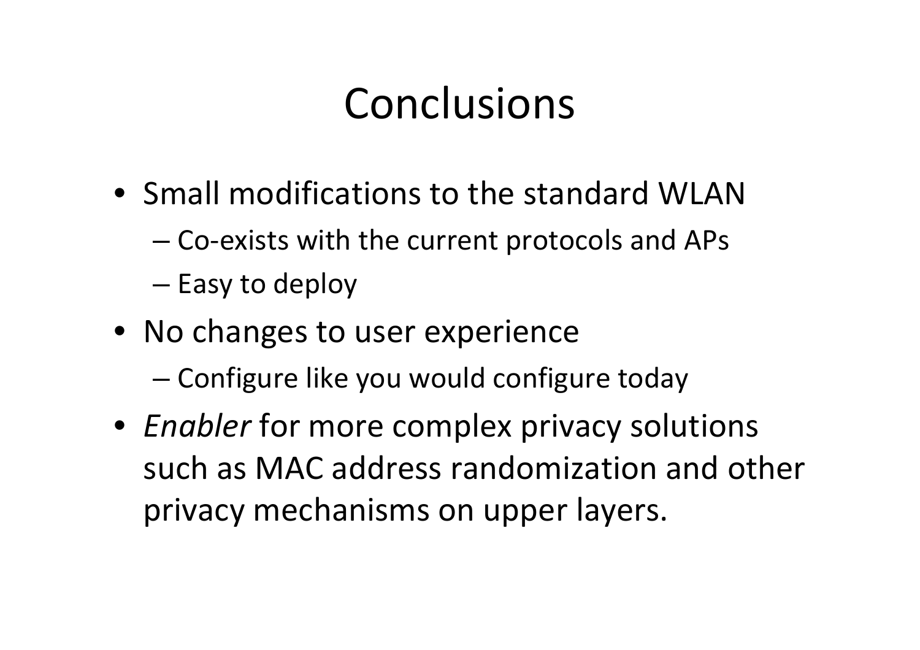# Conclusions

- Small modifications to the standard WLAN
  - Co-exists with the current protocols and APs
  - Easy to deploy
- No changes to user experience
  - Configure like you would configure today
- *Enabler* for more complex privacy solutions such as MAC address randomization and other privacy mechanisms on upper layers.